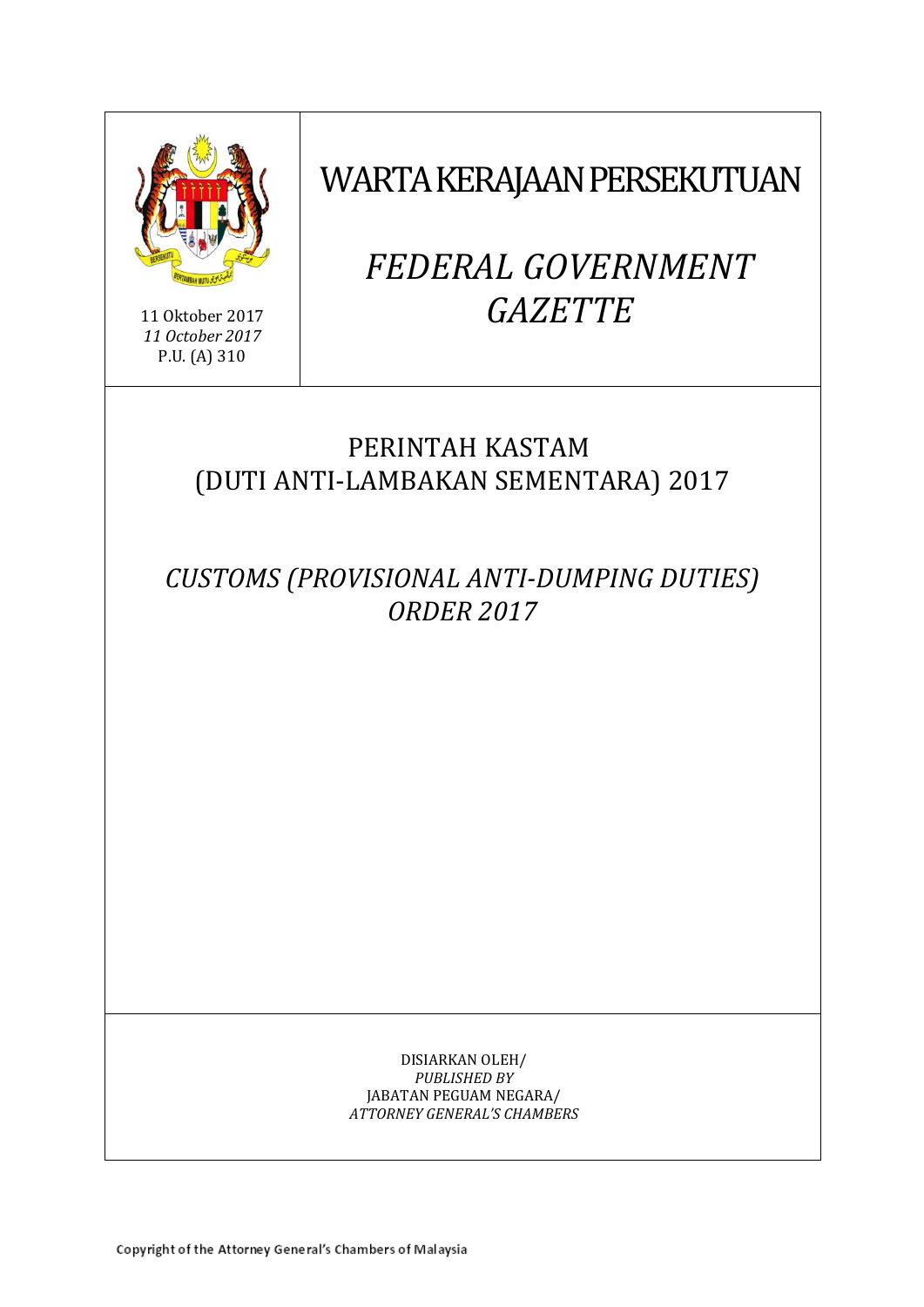11 Oktober 2017
*11 October 2017*
P.U. (A) 310

# WARTA KERAJAAN PERSEKUTUAN

# *FEDERAL GOVERNMENT GAZETTE*

## PERINTAH KASTAM (DUTI ANTI-LAMBAKAN SEMENTARA) 2017

## *CUSTOMS (PROVISIONAL ANTI-DUMPING DUTIES) ORDER 2017*

DISIARKAN OLEH/
*PUBLISHED BY*
JABATAN PEGUAM NEGARA/
*ATTORNEY GENERAL'S CHAMBERS*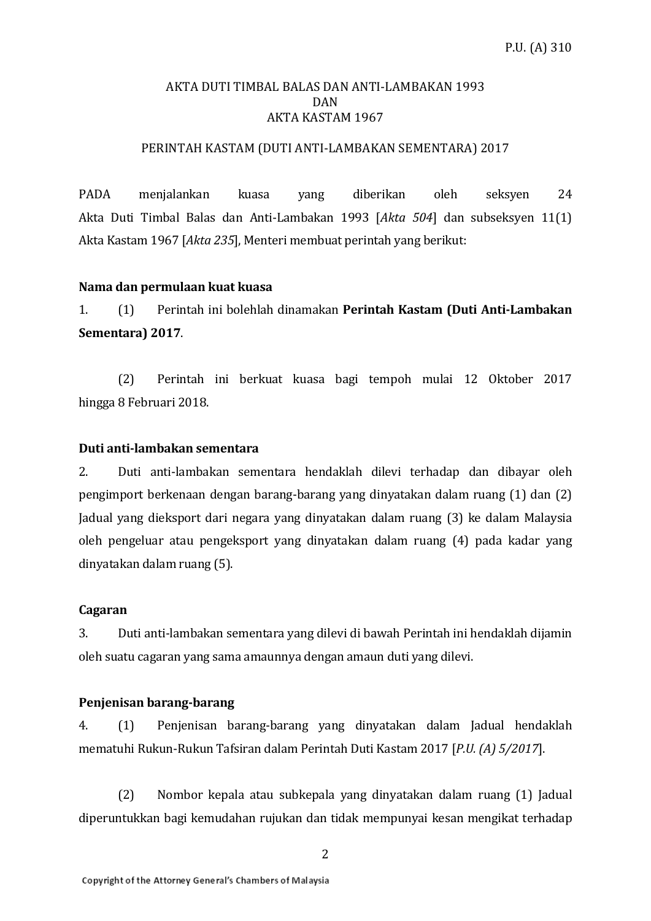P.U. (A) 310

AKTA DUTI TIMBAL BALAS DAN ANTI-LAMBAKAN 1993
DAN
AKTA KASTAM 1967

PERINTAH KASTAM (DUTI ANTI-LAMBAKAN SEMENTARA) 2017

PADA menjalankan kuasa yang diberikan oleh seksyen 24 Akta Duti Timbal Balas dan Anti-Lambakan 1993 [*Akta 504*] dan subseksyen 11(1) Akta Kastam 1967 [*Akta 235*], Menteri membuat perintah yang berikut:

**Nama dan permulaan kuat kuasa**

1. (1) Perintah ini bolehlah dinamakan **Perintah Kastam (Duti Anti-Lambakan Sementara) 2017**.

(2) Perintah ini berkuat kuasa bagi tempoh mulai 12 Oktober 2017 hingga 8 Februari 2018.

**Duti anti-lambakan sementara**

2. Duti anti-lambakan sementara hendaklah dilevi terhadap dan dibayar oleh pengimport berkenaan dengan barang-barang yang dinyatakan dalam ruang (1) dan (2) Jadual yang dieksport dari negara yang dinyatakan dalam ruang (3) ke dalam Malaysia oleh pengeluar atau pengeksport yang dinyatakan dalam ruang (4) pada kadar yang dinyatakan dalam ruang (5).

**Cagaran**

3. Duti anti-lambakan sementara yang dilevi di bawah Perintah ini hendaklah dijamin oleh suatu cagaran yang sama amaunnya dengan amaun duti yang dilevi.

**Penjenisan barang-barang**

4. (1) Penjenisan barang-barang yang dinyatakan dalam Jadual hendaklah mematuhi Rukun-Rukun Tafsiran dalam Perintah Duti Kastam 2017 [*P.U. (A) 5/2017*].

(2) Nombor kepala atau subkepala yang dinyatakan dalam ruang (1) Jadual diperuntukkan bagi kemudahan rujukan dan tidak mempunyai kesan mengikat terhadap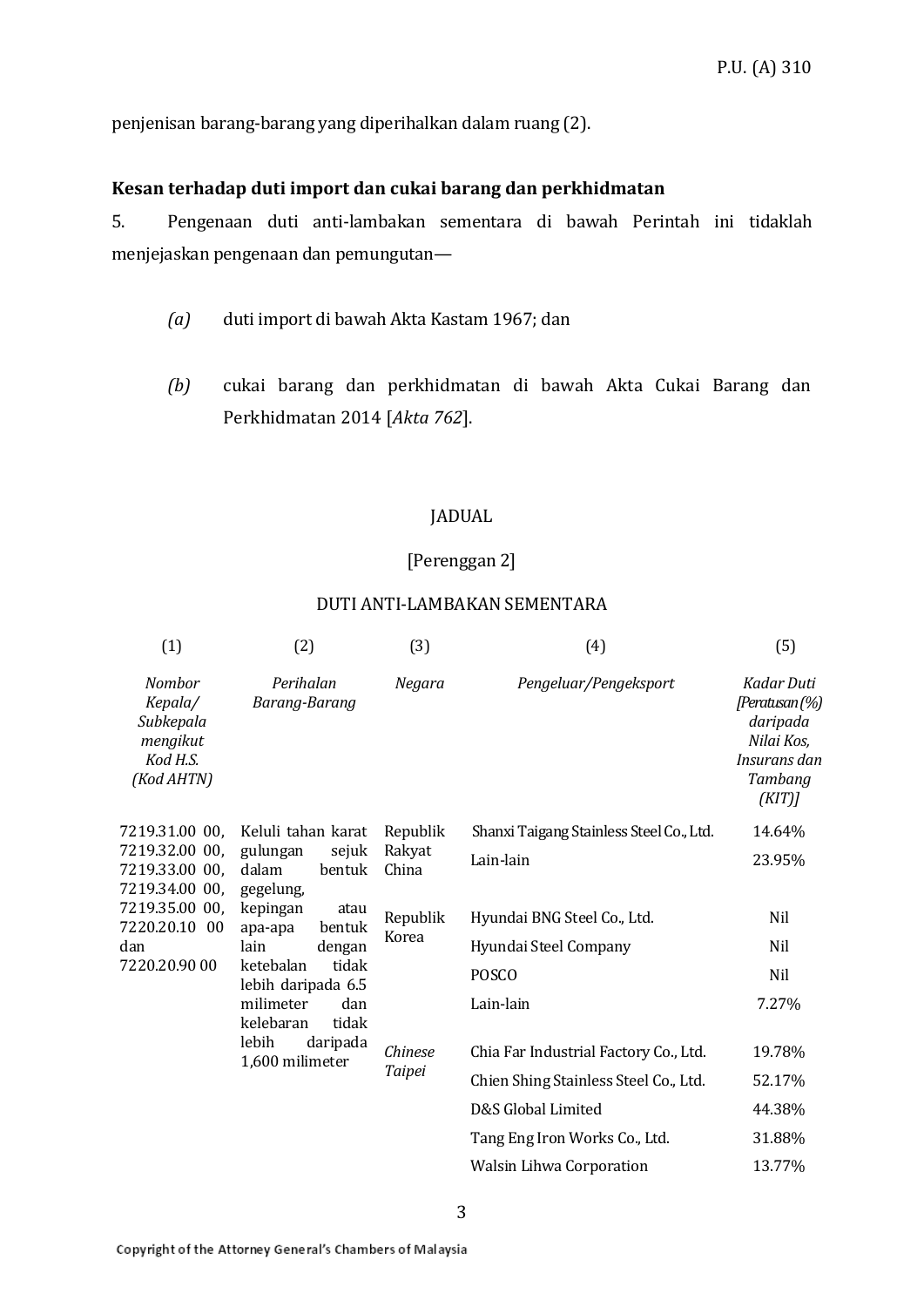penjenisan barang-barang yang diperihalkan dalam ruang (2).

**Kesan terhadap duti import dan cukai barang dan perkhidmatan**

5. Pengenaan duti anti-lambakan sementara di bawah Perintah ini tidaklah menjejaskan pengenaan dan pemungutan—

*(a)* duti import di bawah Akta Kastam 1967; dan

*(b)* cukai barang dan perkhidmatan di bawah Akta Cukai Barang dan Perkhidmatan 2014 [*Akta 762*].

JADUAL

[Perenggan 2]

DUTI ANTI-LAMBAKAN SEMENTARA

| (1) | (2) | (3) | (4) | (5) |
|---|---|---|---|---|
| *Nombor Kepala/ Subkepala mengikut Kod H.S. (Kod AHTN)* | *Perihalan Barang-Barang* | *Negara* | *Pengeluar/Pengeksport* | *Kadar Duti [Peratusan (%) daripada Nilai Kos, Insurans dan Tambang (KIT)]* |
| 7219.31.00 00, 7219.32.00 00, 7219.33.00 00, 7219.34.00 00, 7219.35.00 00, 7220.20.10 00 dan 7220.20.90 00 | Keluli tahan karat gulungan sejuk dalam bentuk gegelung, kepingan atau apa-apa bentuk lain dengan ketebalan tidak lebih daripada 6.5 milimeter dan kelebaran tidak lebih daripada 1,600 milimeter | Republik Rakyat China | Shanxi Taigang Stainless Steel Co., Ltd. | 14.64% |
| | | | Lain-lain | 23.95% |
| | | Republik Korea | Hyundai BNG Steel Co., Ltd. | Nil |
| | | | Hyundai Steel Company | Nil |
| | | | POSCO | Nil |
| | | | Lain-lain | 7.27% |
| | | *Chinese Taipei* | Chia Far Industrial Factory Co., Ltd. | 19.78% |
| | | | Chien Shing Stainless Steel Co., Ltd. | 52.17% |
| | | | D&S Global Limited | 44.38% |
| | | | Tang Eng Iron Works Co., Ltd. | 31.88% |
| | | | Walsin Lihwa Corporation | 13.77% |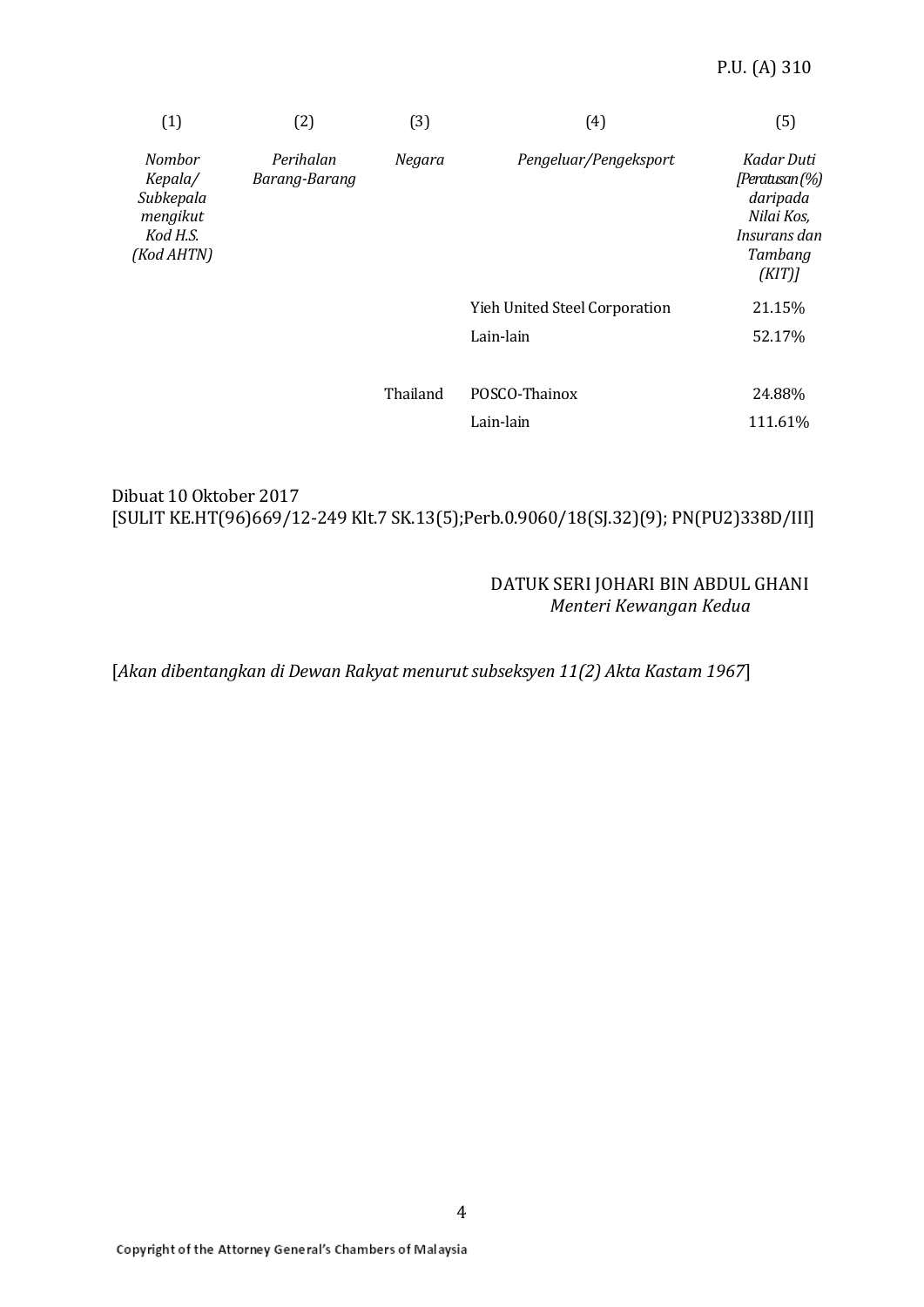| (1) | (2) | (3) | (4) | (5) |
|---|---|---|---|---|
| *Nombor Kepala/ Subkepala mengikut Kod H.S. (Kod AHTN)* | *Perihalan Barang-Barang* | *Negara* | *Pengeluar/Pengeksport* | *Kadar Duti [Peratusan (%) daripada Nilai Kos, Insurans dan Tambang (KIT)]* |
| | | | Yieh United Steel Corporation | 21.15% |
| | | | Lain-lain | 52.17% |
| | | Thailand | POSCO-Thainox | 24.88% |
| | | | Lain-lain | 111.61% |

Dibuat 10 Oktober 2017
[SULIT KE.HT(96)669/12-249 Klt.7 SK.13(5);Perb.0.9060/18(SJ.32)(9); PN(PU2)338D/III]

DATUK SERI JOHARI BIN ABDUL GHANI
*Menteri Kewangan Kedua*

[*Akan dibentangkan di Dewan Rakyat menurut subseksyen 11(2) Akta Kastam 1967*]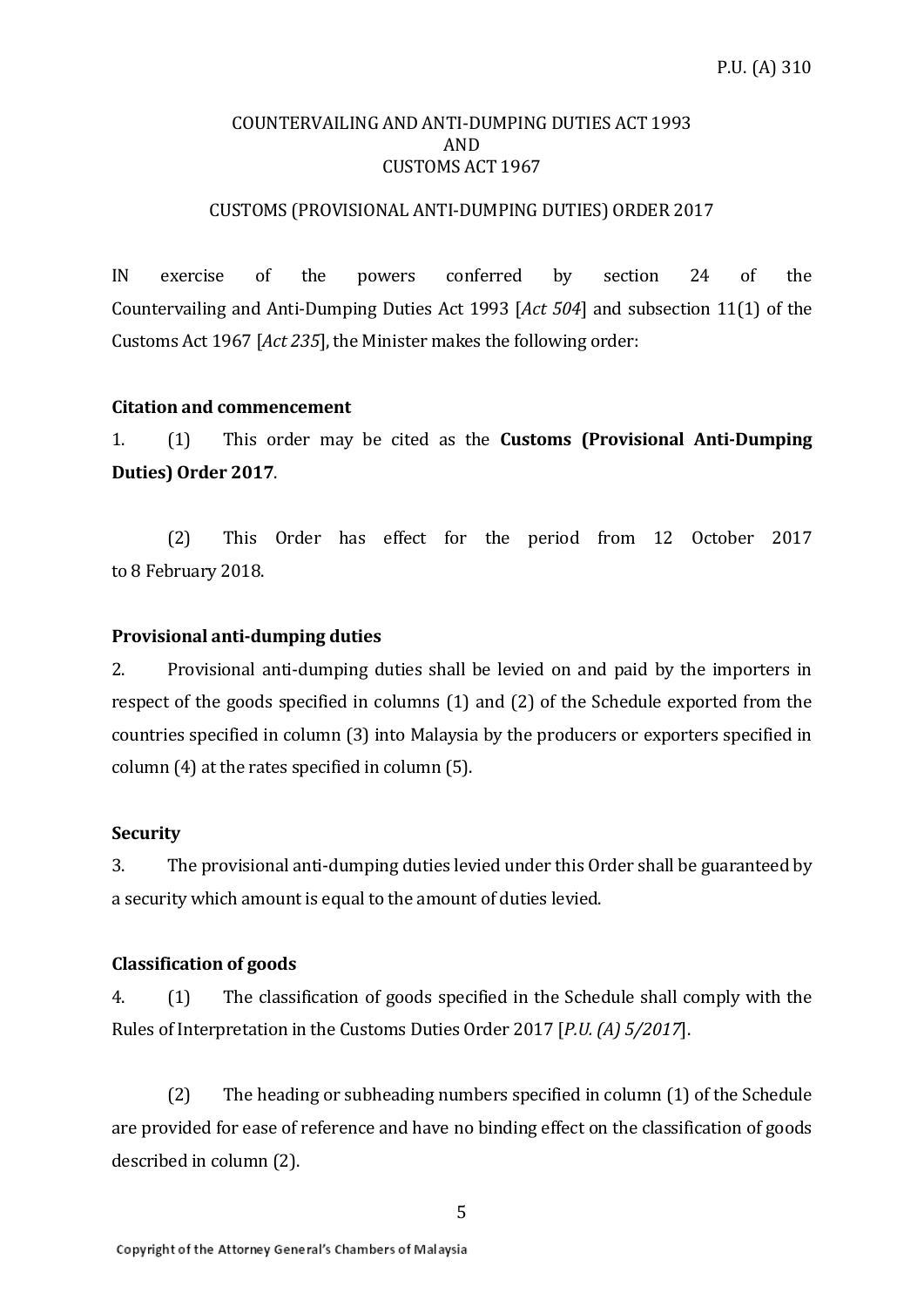P.U. (A) 310

COUNTERVAILING AND ANTI-DUMPING DUTIES ACT 1993
AND
CUSTOMS ACT 1967

CUSTOMS (PROVISIONAL ANTI-DUMPING DUTIES) ORDER 2017

IN exercise of the powers conferred by section 24 of the Countervailing and Anti-Dumping Duties Act 1993 [*Act 504*] and subsection 11(1) of the Customs Act 1967 [*Act 235*], the Minister makes the following order:

**Citation and commencement**

1. (1) This order may be cited as the **Customs (Provisional Anti-Dumping Duties) Order 2017**.

(2) This Order has effect for the period from 12 October 2017 to 8 February 2018.

**Provisional anti-dumping duties**

2. Provisional anti-dumping duties shall be levied on and paid by the importers in respect of the goods specified in columns (1) and (2) of the Schedule exported from the countries specified in column (3) into Malaysia by the producers or exporters specified in column (4) at the rates specified in column (5).

**Security**

3. The provisional anti-dumping duties levied under this Order shall be guaranteed by a security which amount is equal to the amount of duties levied.

**Classification of goods**

4. (1) The classification of goods specified in the Schedule shall comply with the Rules of Interpretation in the Customs Duties Order 2017 [*P.U. (A) 5/2017*].

(2) The heading or subheading numbers specified in column (1) of the Schedule are provided for ease of reference and have no binding effect on the classification of goods described in column (2).

Copyright of the Attorney General's Chambers of Malaysia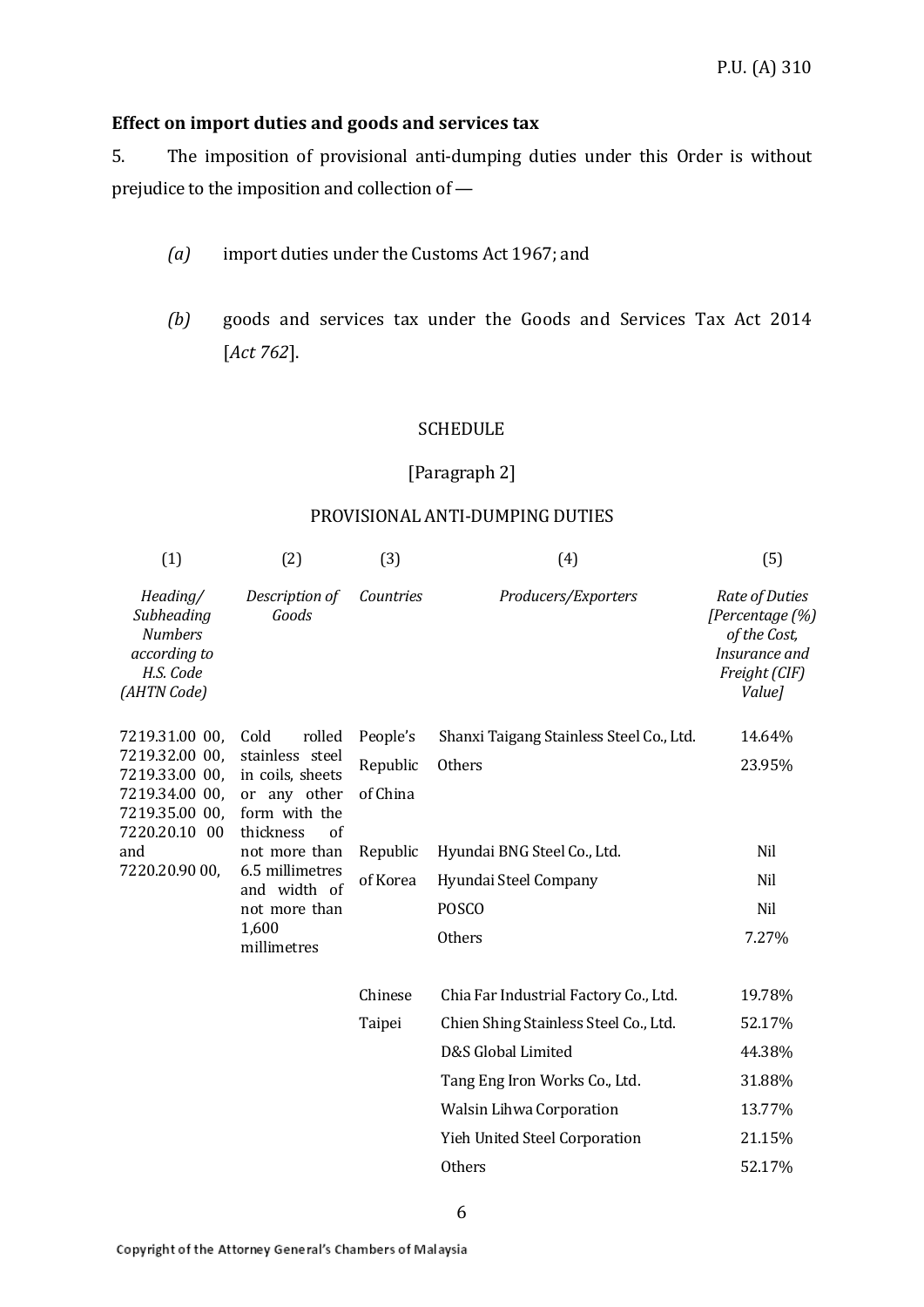## Effect on import duties and goods and services tax

5. The imposition of provisional anti-dumping duties under this Order is without prejudice to the imposition and collection of —

*(a)* import duties under the Customs Act 1967; and

*(b)* goods and services tax under the Goods and Services Tax Act 2014 [*Act 762*].

SCHEDULE

[Paragraph 2]

PROVISIONAL ANTI-DUMPING DUTIES

| (1) | (2) | (3) | (4) | (5) |
|---|---|---|---|---|
| *Heading/ Subheading Numbers according to H.S. Code (AHTN Code)* | *Description of Goods* | *Countries* | *Producers/Exporters* | *Rate of Duties [Percentage (%) of the Cost, Insurance and Freight (CIF) Value]* |
| 7219.31.00 00, 7219.32.00 00, 7219.33.00 00, 7219.34.00 00, 7219.35.00 00, 7220.20.10 00 and 7220.20.90 00, | Cold rolled stainless steel in coils, sheets or any other form with the thickness of not more than 6.5 millimetres and width of not more than 1,600 millimetres | People's Republic of China | Shanxi Taigang Stainless Steel Co., Ltd. | 14.64% |
| | | | Others | 23.95% |
| | | Republic of Korea | Hyundai BNG Steel Co., Ltd. | Nil |
| | | | Hyundai Steel Company | Nil |
| | | | POSCO | Nil |
| | | | Others | 7.27% |
| | | Chinese Taipei | Chia Far Industrial Factory Co., Ltd. | 19.78% |
| | | | Chien Shing Stainless Steel Co., Ltd. | 52.17% |
| | | | D&S Global Limited | 44.38% |
| | | | Tang Eng Iron Works Co., Ltd. | 31.88% |
| | | | Walsin Lihwa Corporation | 13.77% |
| | | | Yieh United Steel Corporation | 21.15% |
| | | | Others | 52.17% |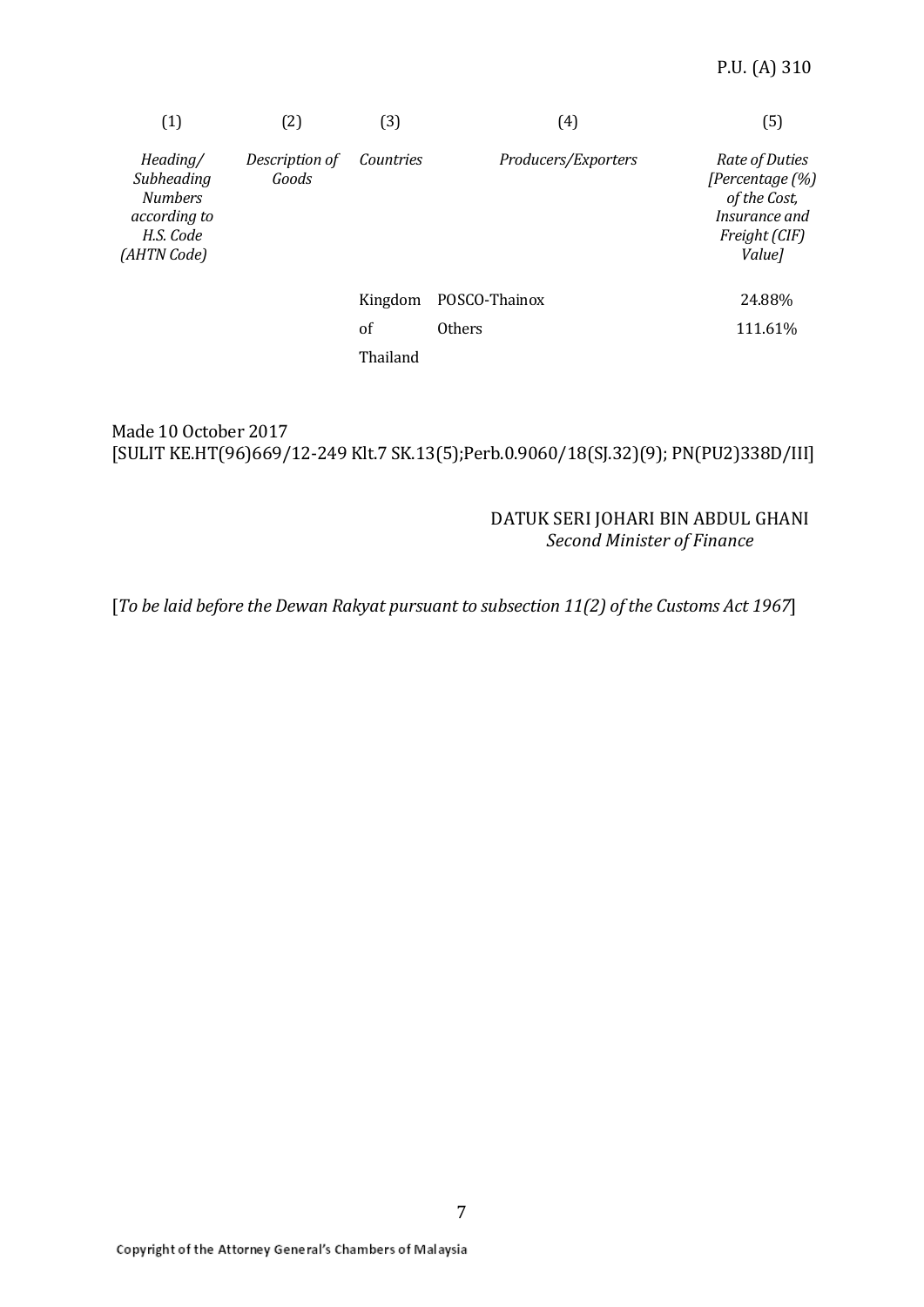| (1) | (2) | (3) | (4) | (5) |
|---|---|---|---|---|
| *Heading/ Subheading Numbers according to H.S. Code (AHTN Code)* | *Description of Goods* | *Countries* | *Producers/Exporters* | *Rate of Duties [Percentage (%) of the Cost, Insurance and Freight (CIF) Value]* |
| | | Kingdom of Thailand | POSCO-Thainox | 24.88% |
| | | | Others | 111.61% |

Made 10 October 2017
[SULIT KE.HT(96)669/12-249 Klt.7 SK.13(5);Perb.0.9060/18(SJ.32)(9); PN(PU2)338D/III]

DATUK SERI JOHARI BIN ABDUL GHANI
*Second Minister of Finance*

[*To be laid before the Dewan Rakyat pursuant to subsection 11(2) of the Customs Act 1967*]